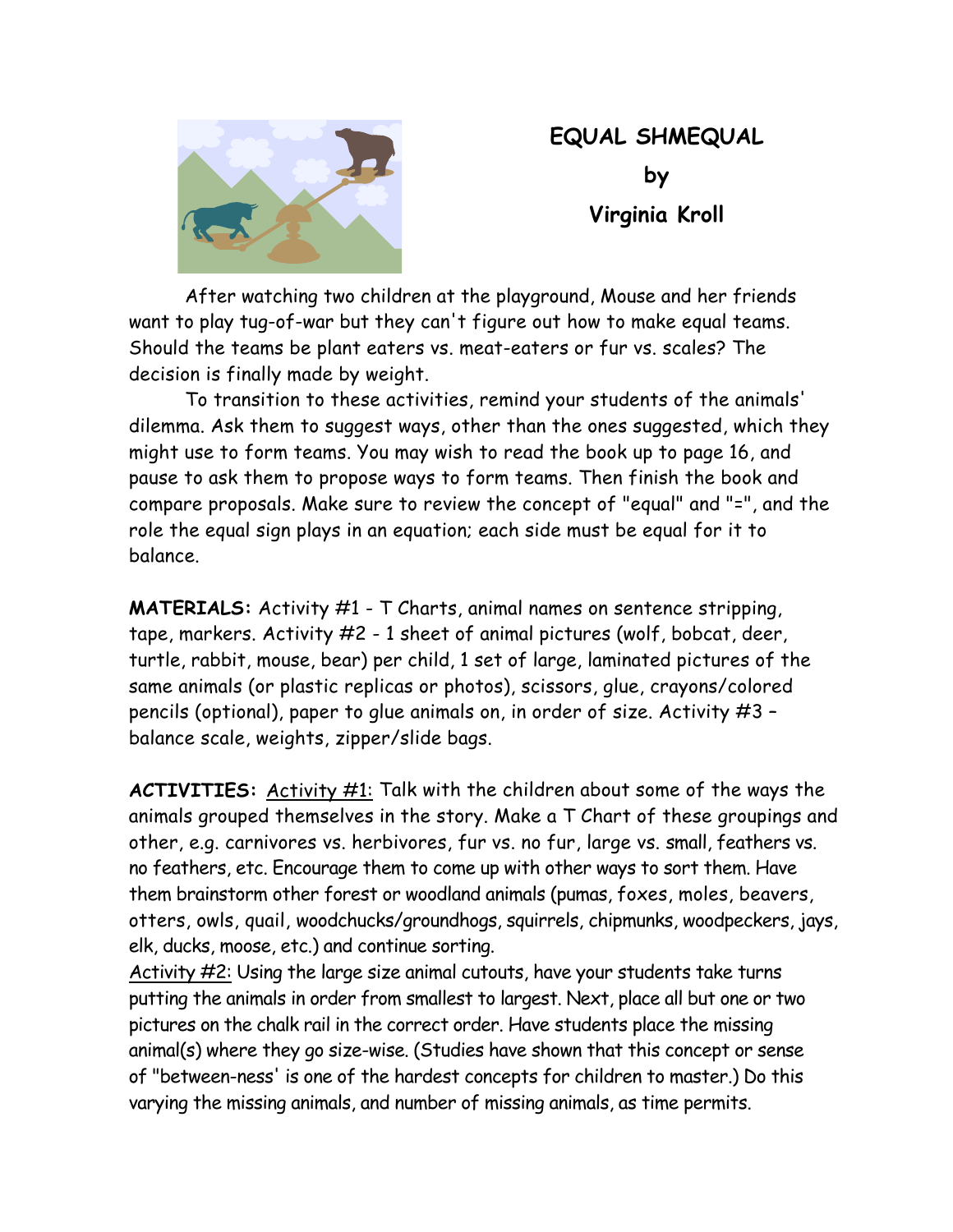# EQUAL SHMEQUAL

## by

## Virginia Kroll

After watching two children at the playground, Mouse and her friends want to play tug-of-war but they can't figure out how to make equal teams. Should the teams be plant eaters vs. meat-eaters or fur vs. scales? The decision is finally made by weight.

To transition to these activities, remind your students of the animals' dilemma. Ask them to suggest ways, other than the ones suggested, which they might use to form teams. You may wish to read the book up to page 16, and pause to ask them to propose ways to form teams. Then finish the book and compare proposals. Make sure to review the concept of "equal" and "=", and the role the equal sign plays in an equation; each side must be equal for it to balance.

**MATERIALS:** Activity #1 - T Charts, animal names on sentence stripping, tape, markers. Activity #2 - 1 sheet of animal pictures (wolf, bobcat, deer, turtle, rabbit, mouse, bear) per child, 1 set of large, laminated pictures of the same animals (or plastic replicas or photos), scissors, glue, crayons/colored pencils (optional), paper to glue animals on, in order of size. Activity #3 – balance scale, weights, zipper/slide bags.

**ACTIVITIES:** Activity #1: Talk with the children about some of the ways the animals grouped themselves in the story. Make a T Chart of these groupings and other, e.g. carnivores vs. herbivores, fur vs. no fur, large vs. small, feathers vs. no feathers, etc. Encourage them to come up with other ways to sort them. Have them brainstorm other forest or woodland animals (pumas, foxes, moles, beavers, otters, owls, quail, woodchucks/groundhogs, squirrels, chipmunks, woodpeckers, jays, elk, ducks, moose, etc.) and continue sorting.

Activity #2: Using the large size animal cutouts, have your students take turns putting the animals in order from smallest to largest. Next, place all but one or two pictures on the chalk rail in the correct order. Have students place the missing animal(s) where they go size-wise. (Studies have shown that this concept or sense of "between-ness' is one of the hardest concepts for children to master.) Do this varying the missing animals, and number of missing animals, as time permits.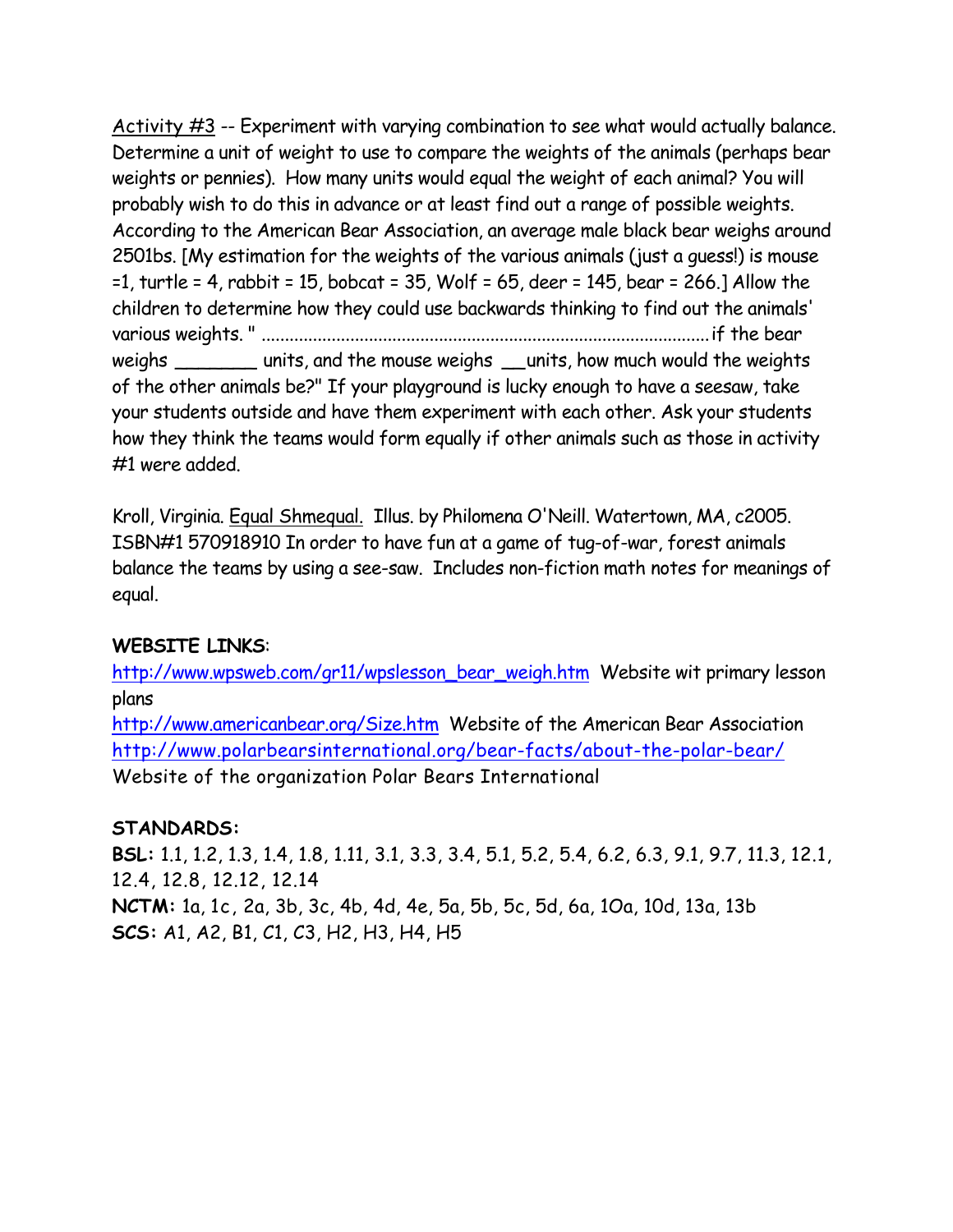Activity #3 -- Experiment with varying combination to see what would actually balance. Determine a unit of weight to use to compare the weights of the animals (perhaps bear weights or pennies). How many units would equal the weight of each animal? You will probably wish to do this in advance or at least find out a range of possible weights. According to the American Bear Association, an average male black bear weighs around 2501bs. [My estimation for the weights of the various animals (just a guess!) is mouse =1, turtle = 4, rabbit = 15, bobcat = 35, Wolf = 65, deer = 145, bear = 266.] Allow the children to determine how they could use backwards thinking to find out the animals' various weights. " ............................................................................................... if the bear weighs ________ units, and the mouse weighs __units, how much would the weights of the other animals be?" If your playground is lucky enough to have a seesaw, take your students outside and have them experiment with each other. Ask your students how they think the teams would form equally if other animals such as those in activity #1 were added.

Kroll, Virginia. Equal Shmequal. Illus. by Philomena O'Neill. Watertown, MA, c2005. ISBN#1 570918910 In order to have fun at a game of tug-of-war, forest animals balance the teams by using a see-saw. Includes non-fiction math notes for meanings of equal.

**WEBSITE LINKS**:

http://www.wpsweb.com/gr11/wpslesson_bear_weigh.htm Website wit primary lesson plans
http://www.americanbear.org/Size.htm Website of the American Bear Association
http://www.polarbearsinternational.org/bear-facts/about-the-polar-bear/ Website of the organization Polar Bears International

**STANDARDS:**

**BSL:** 1.1, 1.2, 1.3, 1.4, 1.8, 1.11, 3.1, 3.3, 3.4, 5.1, 5.2, 5.4, 6.2, 6.3, 9.1, 9.7, 11.3, 12.1, 12.4, 12.8, 12.12, 12.14
**NCTM:** 1a, 1c, 2a, 3b, 3c, 4b, 4d, 4e, 5a, 5b, 5c, 5d, 6a, 10a, 10d, 13a, 13b
**SCS:** A1, A2, B1, C1, C3, H2, H3, H4, H5